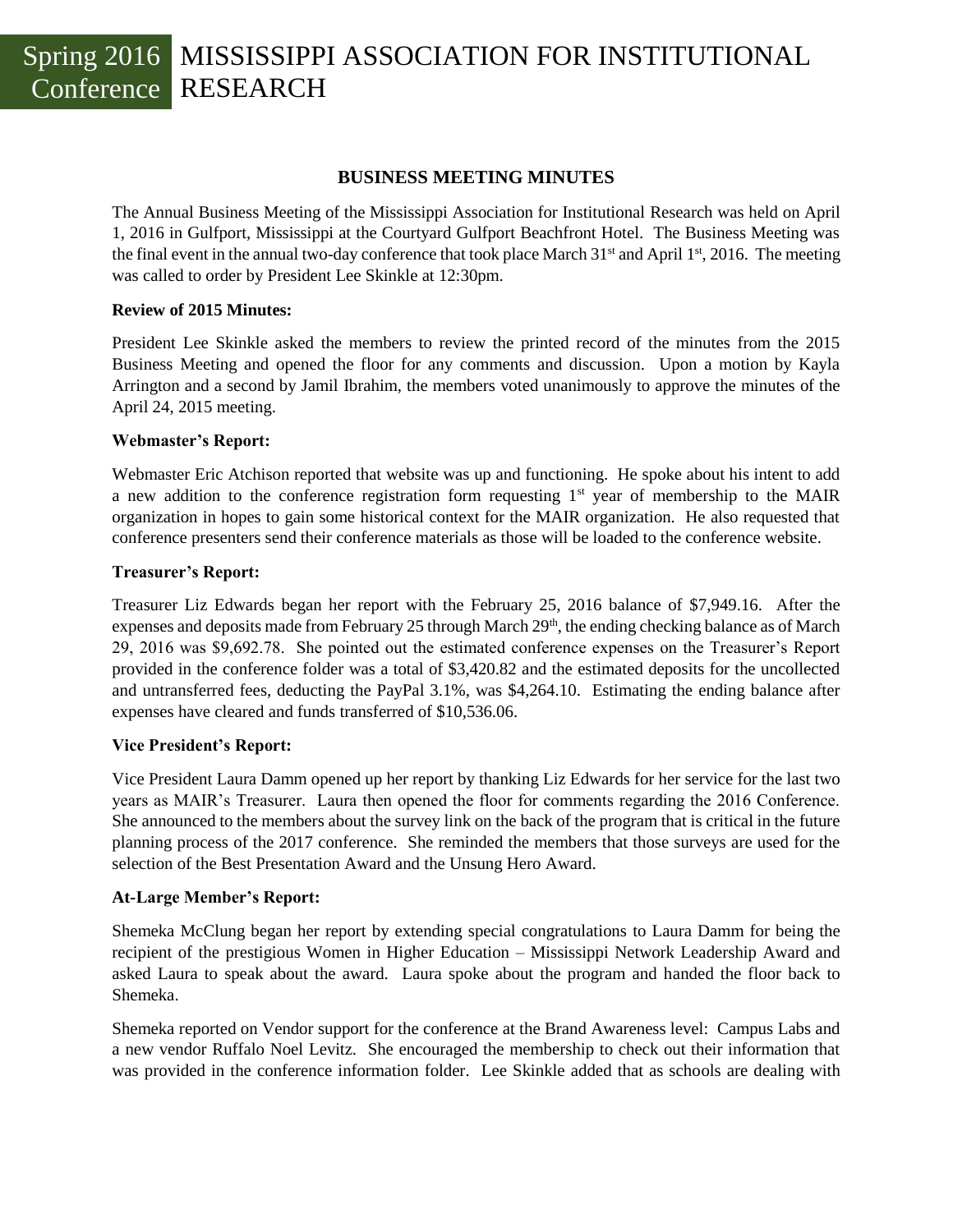# Spring 2016 Conference MISSISSIPPI ASSOCIATION FOR INSTITUTIONAL RESEARCH

## BUSINESS MEETING MINUTES

The Annual Business Meeting of the Mississippi Association for Institutional Research was held on April 1, 2016 in Gulfport, Mississippi at the Courtyard Gulfport Beachfront Hotel. The Business Meeting was the final event in the annual two-day conference that took place March 31st and April 1st, 2016. The meeting was called to order by President Lee Skinkle at 12:30pm.

**Review of 2015 Minutes:**

President Lee Skinkle asked the members to review the printed record of the minutes from the 2015 Business Meeting and opened the floor for any comments and discussion. Upon a motion by Kayla Arrington and a second by Jamil Ibrahim, the members voted unanimously to approve the minutes of the April 24, 2015 meeting.

**Webmaster's Report:**

Webmaster Eric Atchison reported that website was up and functioning. He spoke about his intent to add a new addition to the conference registration form requesting 1st year of membership to the MAIR organization in hopes to gain some historical context for the MAIR organization. He also requested that conference presenters send their conference materials as those will be loaded to the conference website.

**Treasurer's Report:**

Treasurer Liz Edwards began her report with the February 25, 2016 balance of $7,949.16. After the expenses and deposits made from February 25 through March 29th, the ending checking balance as of March 29, 2016 was $9,692.78. She pointed out the estimated conference expenses on the Treasurer's Report provided in the conference folder was a total of $3,420.82 and the estimated deposits for the uncollected and untransferred fees, deducting the PayPal 3.1%, was $4,264.10. Estimating the ending balance after expenses have cleared and funds transferred of $10,536.06.

**Vice President's Report:**

Vice President Laura Damm opened up her report by thanking Liz Edwards for her service for the last two years as MAIR's Treasurer. Laura then opened the floor for comments regarding the 2016 Conference. She announced to the members about the survey link on the back of the program that is critical in the future planning process of the 2017 conference. She reminded the members that those surveys are used for the selection of the Best Presentation Award and the Unsung Hero Award.

**At-Large Member's Report:**

Shemeka McClung began her report by extending special congratulations to Laura Damm for being the recipient of the prestigious Women in Higher Education – Mississippi Network Leadership Award and asked Laura to speak about the award. Laura spoke about the program and handed the floor back to Shemeka.

Shemeka reported on Vendor support for the conference at the Brand Awareness level: Campus Labs and a new vendor Ruffalo Noel Levitz. She encouraged the membership to check out their information that was provided in the conference information folder. Lee Skinkle added that as schools are dealing with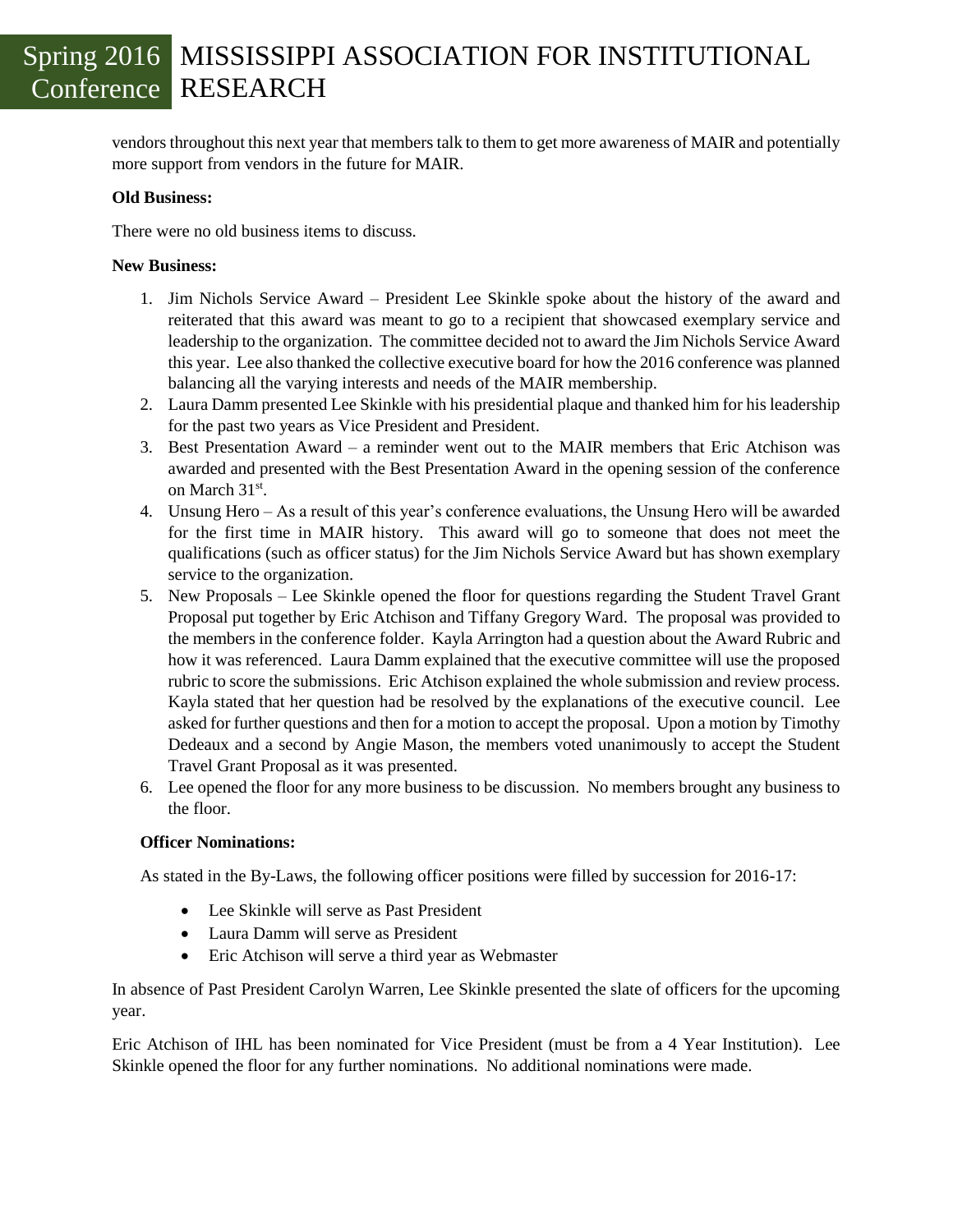vendors throughout this next year that members talk to them to get more awareness of MAIR and potentially more support from vendors in the future for MAIR.

**Old Business:**

There were no old business items to discuss.

**New Business:**

1. Jim Nichols Service Award – President Lee Skinkle spoke about the history of the award and reiterated that this award was meant to go to a recipient that showcased exemplary service and leadership to the organization. The committee decided not to award the Jim Nichols Service Award this year. Lee also thanked the collective executive board for how the 2016 conference was planned balancing all the varying interests and needs of the MAIR membership.
2. Laura Damm presented Lee Skinkle with his presidential plaque and thanked him for his leadership for the past two years as Vice President and President.
3. Best Presentation Award – a reminder went out to the MAIR members that Eric Atchison was awarded and presented with the Best Presentation Award in the opening session of the conference on March 31st.
4. Unsung Hero – As a result of this year's conference evaluations, the Unsung Hero will be awarded for the first time in MAIR history. This award will go to someone that does not meet the qualifications (such as officer status) for the Jim Nichols Service Award but has shown exemplary service to the organization.
5. New Proposals – Lee Skinkle opened the floor for questions regarding the Student Travel Grant Proposal put together by Eric Atchison and Tiffany Gregory Ward. The proposal was provided to the members in the conference folder. Kayla Arrington had a question about the Award Rubric and how it was referenced. Laura Damm explained that the executive committee will use the proposed rubric to score the submissions. Eric Atchison explained the whole submission and review process. Kayla stated that her question had be resolved by the explanations of the executive council. Lee asked for further questions and then for a motion to accept the proposal. Upon a motion by Timothy Dedeaux and a second by Angie Mason, the members voted unanimously to accept the Student Travel Grant Proposal as it was presented.
6. Lee opened the floor for any more business to be discussion. No members brought any business to the floor.

**Officer Nominations:**

As stated in the By-Laws, the following officer positions were filled by succession for 2016-17:

- Lee Skinkle will serve as Past President
- Laura Damm will serve as President
- Eric Atchison will serve a third year as Webmaster

In absence of Past President Carolyn Warren, Lee Skinkle presented the slate of officers for the upcoming year.

Eric Atchison of IHL has been nominated for Vice President (must be from a 4 Year Institution). Lee Skinkle opened the floor for any further nominations. No additional nominations were made.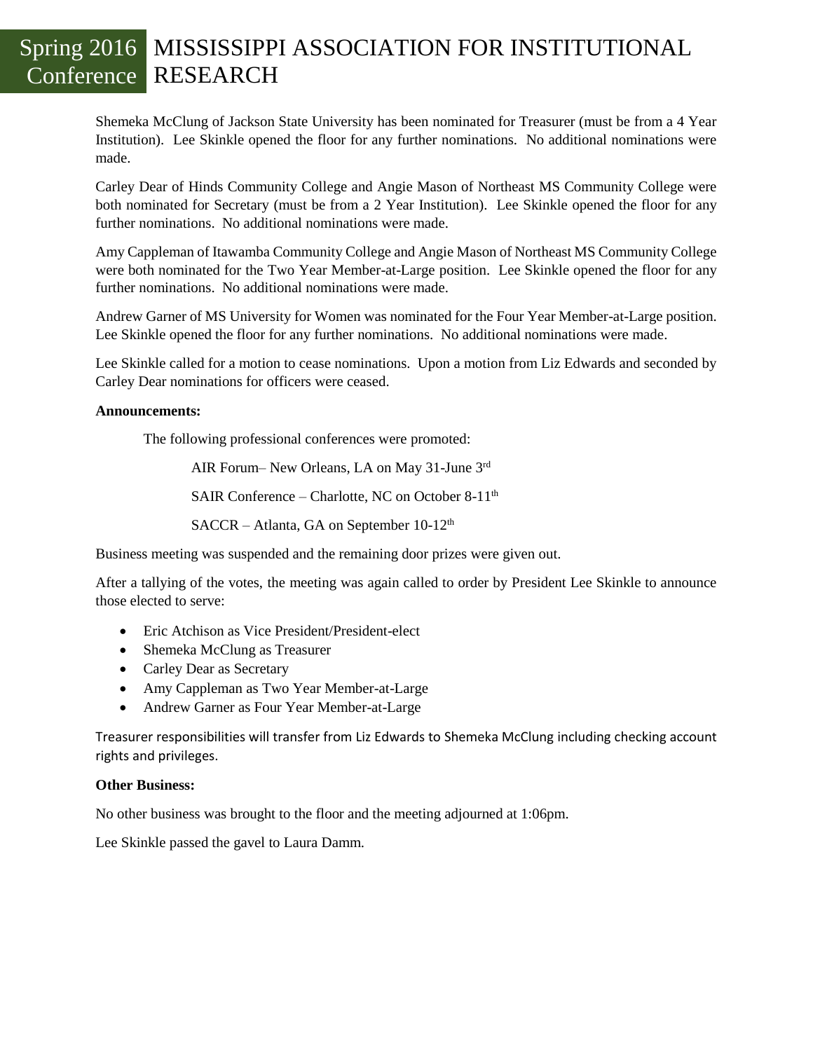Shemeka McClung of Jackson State University has been nominated for Treasurer (must be from a 4 Year Institution). Lee Skinkle opened the floor for any further nominations. No additional nominations were made.

Carley Dear of Hinds Community College and Angie Mason of Northeast MS Community College were both nominated for Secretary (must be from a 2 Year Institution). Lee Skinkle opened the floor for any further nominations. No additional nominations were made.

Amy Cappleman of Itawamba Community College and Angie Mason of Northeast MS Community College were both nominated for the Two Year Member-at-Large position. Lee Skinkle opened the floor for any further nominations. No additional nominations were made.

Andrew Garner of MS University for Women was nominated for the Four Year Member-at-Large position. Lee Skinkle opened the floor for any further nominations. No additional nominations were made.

Lee Skinkle called for a motion to cease nominations. Upon a motion from Liz Edwards and seconded by Carley Dear nominations for officers were ceased.

**Announcements:**

The following professional conferences were promoted:

AIR Forum– New Orleans, LA on May 31-June 3rd

SAIR Conference – Charlotte, NC on October 8-11th

SACCR – Atlanta, GA on September 10-12th

Business meeting was suspended and the remaining door prizes were given out.

After a tallying of the votes, the meeting was again called to order by President Lee Skinkle to announce those elected to serve:

- Eric Atchison as Vice President/President-elect
- Shemeka McClung as Treasurer
- Carley Dear as Secretary
- Amy Cappleman as Two Year Member-at-Large
- Andrew Garner as Four Year Member-at-Large

Treasurer responsibilities will transfer from Liz Edwards to Shemeka McClung including checking account rights and privileges.

**Other Business:**

No other business was brought to the floor and the meeting adjourned at 1:06pm.

Lee Skinkle passed the gavel to Laura Damm.